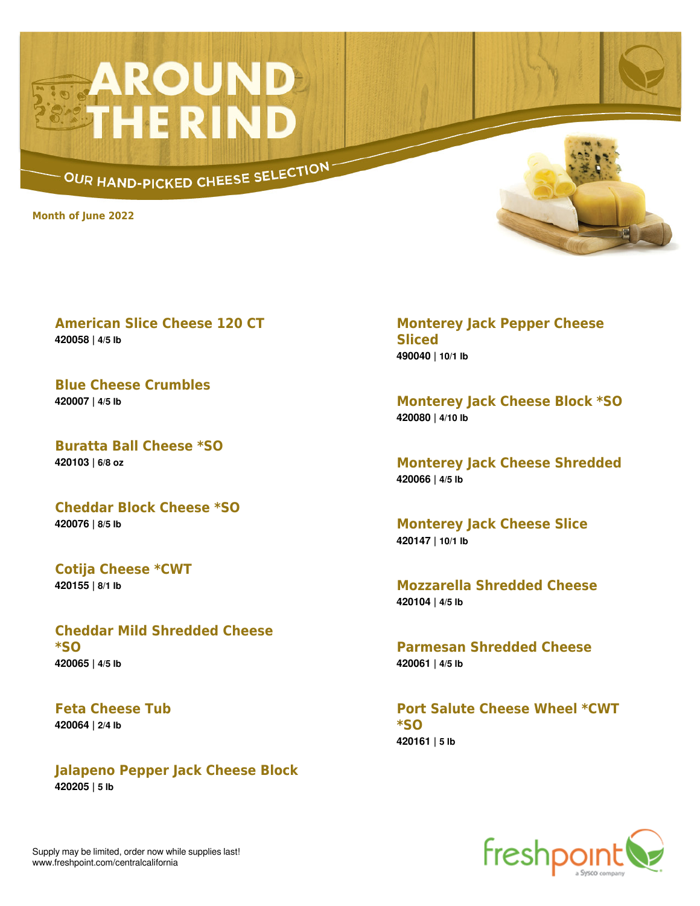# AROUND THE RIND

## OUR HAND-PICKED CHEESE SELECTION

**Month of June 2022**

### American Slice Cheese 120 CT
**420058 | 4/5 lb**

### Blue Cheese Crumbles
**420007 | 4/5 lb**

### Buratta Ball Cheese *SO
**420103 | 6/8 oz**

### Cheddar Block Cheese *SO
**420076 | 8/5 lb**

### Cotija Cheese *CWT
**420155 | 8/1 lb**

### Cheddar Mild Shredded Cheese *SO
**420065 | 4/5 lb**

### Feta Cheese Tub
**420064 | 2/4 lb**

### Jalapeno Pepper Jack Cheese Block
**420205 | 5 lb**

### Monterey Jack Pepper Cheese Sliced
**490040 | 10/1 lb**

### Monterey Jack Cheese Block *SO
**420080 | 4/10 lb**

### Monterey Jack Cheese Shredded
**420066 | 4/5 lb**

### Monterey Jack Cheese Slice
**420147 | 10/1 lb**

### Mozzarella Shredded Cheese
**420104 | 4/5 lb**

### Parmesan Shredded Cheese
**420061 | 4/5 lb**

### Port Salute Cheese Wheel *CWT *SO
**420161 | 5 lb**

Supply may be limited, order now while supplies last!
www.freshpoint.com/centralcalifornia

freshpoint a Sysco company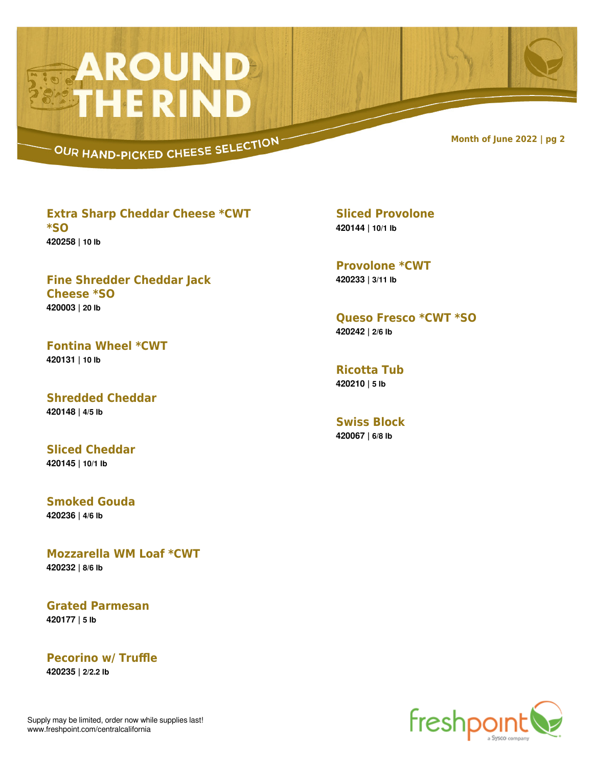# AROUND THE RIND

OUR HAND-PICKED CHEESE SELECTION

Month of June 2022 | pg 2

### Extra Sharp Cheddar Cheese *CWT *SO
**420258 | 10 lb**

### Fine Shredder Cheddar Jack Cheese *SO
**420003 | 20 lb**

### Fontina Wheel *CWT
**420131 | 10 lb**

### Shredded Cheddar
**420148 | 4/5 lb**

### Sliced Cheddar
**420145 | 10/1 lb**

### Smoked Gouda
**420236 | 4/6 lb**

### Mozzarella WM Loaf *CWT
**420232 | 8/6 lb**

### Grated Parmesan
**420177 | 5 lb**

### Pecorino w/ Truffle
**420235 | 2/2.2 lb**

### Sliced Provolone
**420144 | 10/1 lb**

### Provolone *CWT
**420233 | 3/11 lb**

### Queso Fresco *CWT *SO
**420242 | 2/6 lb**

### Ricotta Tub
**420210 | 5 lb**

### Swiss Block
**420067 | 6/8 lb**

Supply may be limited, order now while supplies last!
www.freshpoint.com/centralcalifornia

freshpoint a Sysco company